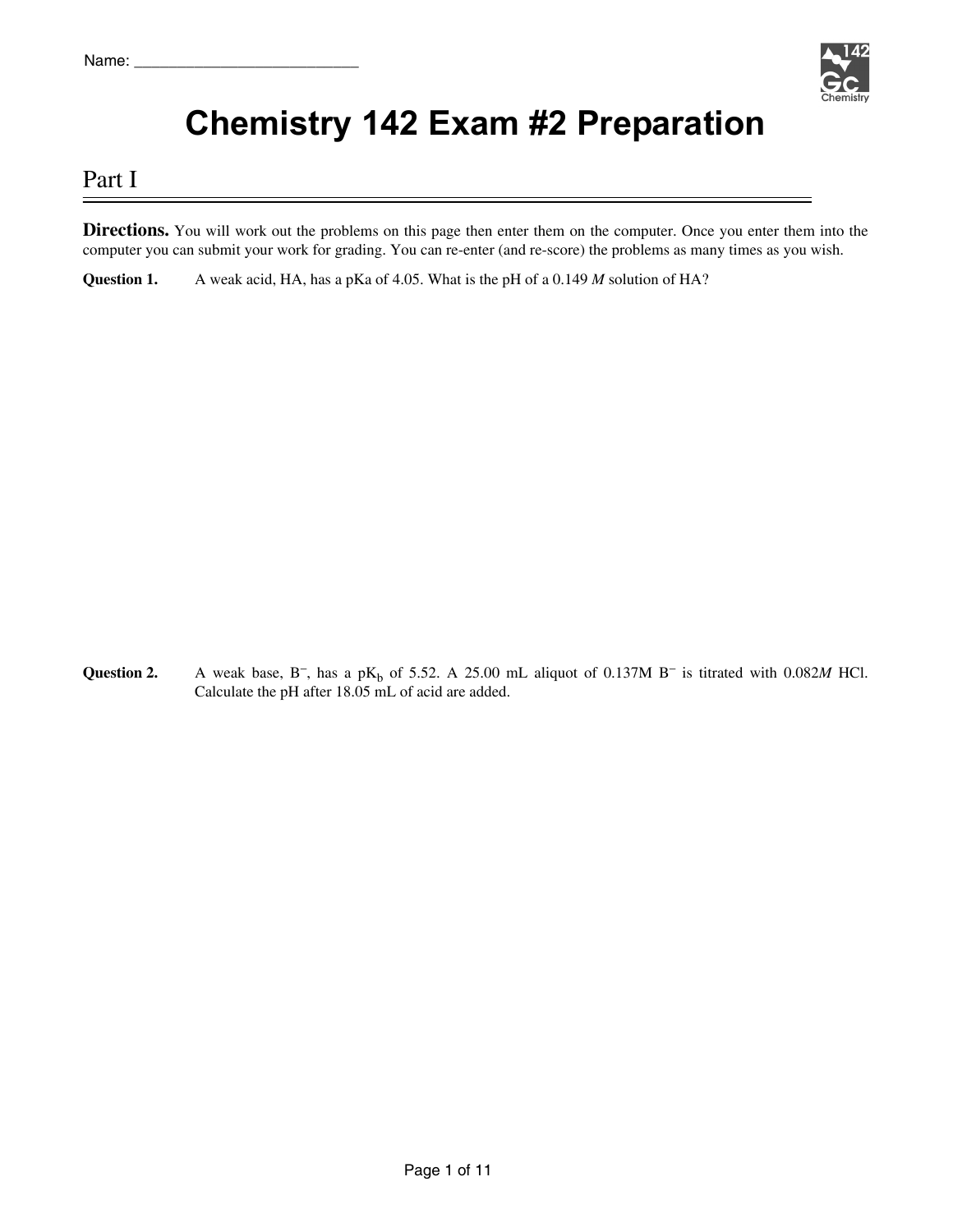Name: ___________________________

# Chemistry 142 Exam #2 Preparation

## Part I

**Directions.** You will work out the problems on this page then enter them on the computer. Once you enter them into the computer you can submit your work for grading. You can re-enter (and re-score) the problems as many times as you wish.

**Question 1.** A weak acid, HA, has a pKa of 4.05. What is the pH of a 0.149 *M* solution of HA?

**Question 2.** A weak base, $B^-$, has a $pK_b$ of 5.52. A 25.00 mL aliquot of 0.137M $B^-$ is titrated with 0.082*M* HCl. Calculate the pH after 18.05 mL of acid are added.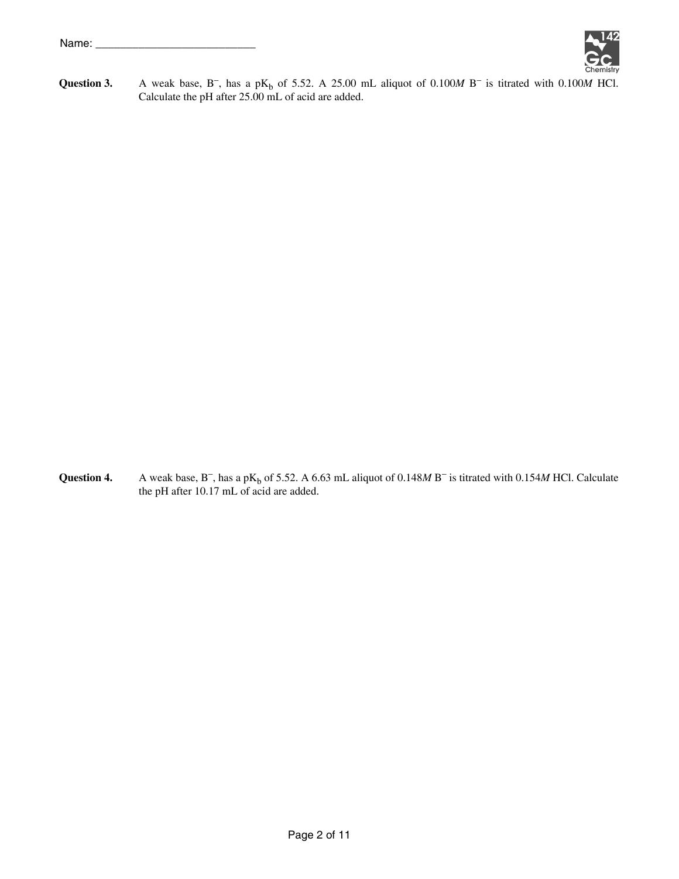Name: ___________________________

**Question 3.** A weak base, $B^-$, has a $pK_b$ of 5.52. A 25.00 mL aliquot of 0.100*M* $B^-$ is titrated with 0.100*M* HCl. Calculate the pH after 25.00 mL of acid are added.

**Question 4.** A weak base, $B^-$, has a $pK_b$ of 5.52. A 6.63 mL aliquot of 0.148*M* $B^-$ is titrated with 0.154*M* HCl. Calculate the pH after 10.17 mL of acid are added.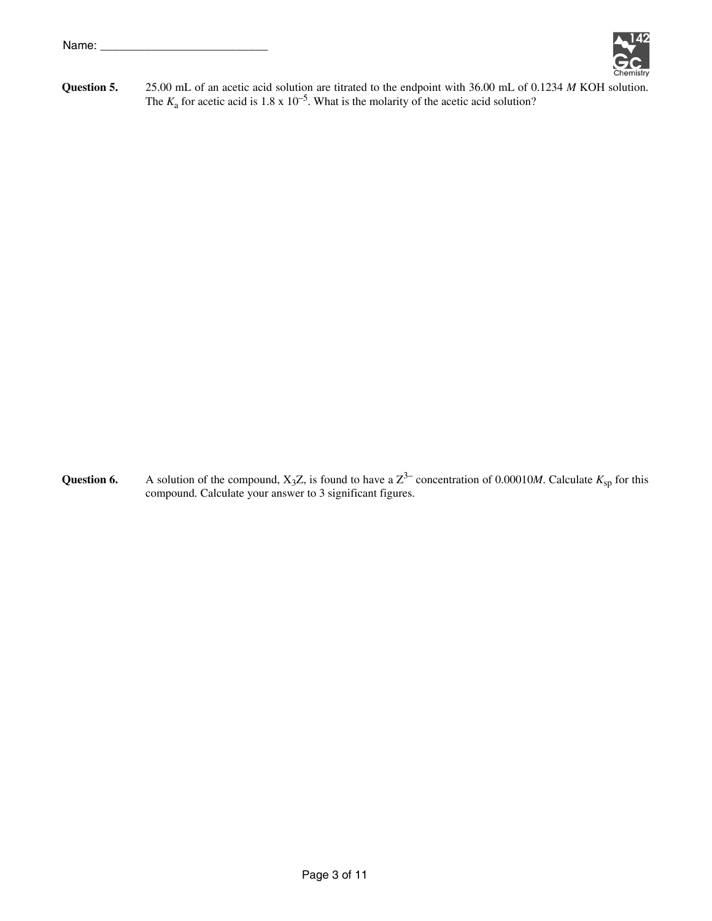Name: ___________________________

**Question 5.** 25.00 mL of an acetic acid solution are titrated to the endpoint with 36.00 mL of 0.1234 *M* KOH solution. The $K_a$ for acetic acid is 1.8 x $10^{-5}$. What is the molarity of the acetic acid solution?

**Question 6.** A solution of the compound, $X_3Z$, is found to have a $Z^{3-}$ concentration of 0.00010*M*. Calculate $K_{sp}$ for this compound. Calculate your answer to 3 significant figures.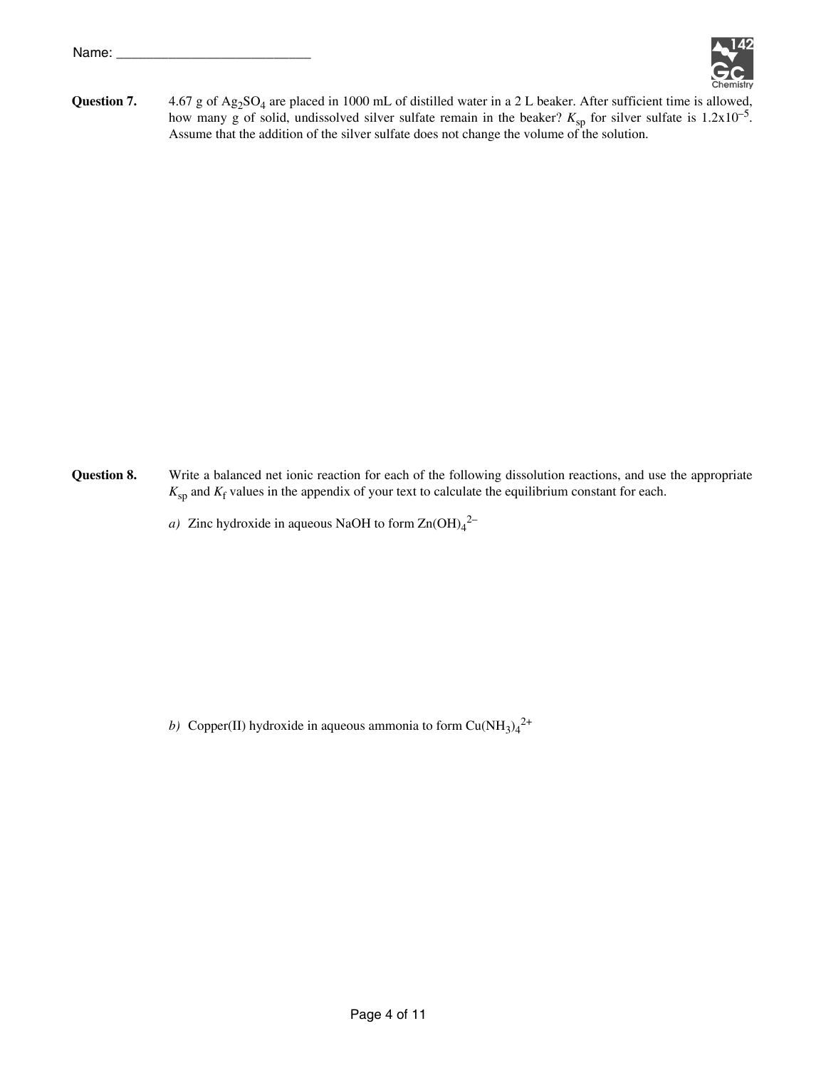Name: ___________________________

**Question 7.** 4.67 g of $Ag_2SO_4$ are placed in 1000 mL of distilled water in a 2 L beaker. After sufficient time is allowed, how many g of solid, undissolved silver sulfate remain in the beaker? $K_{sp}$ for silver sulfate is $1.2 \times 10^{-5}$. Assume that the addition of the silver sulfate does not change the volume of the solution.

**Question 8.** Write a balanced net ionic reaction for each of the following dissolution reactions, and use the appropriate $K_{sp}$ and $K_f$ values in the appendix of your text to calculate the equilibrium constant for each.

*a)* Zinc hydroxide in aqueous NaOH to form $Zn(OH)_4^{2-}$

*b)* Copper(II) hydroxide in aqueous ammonia to form $Cu(NH_3)_4^{2+}$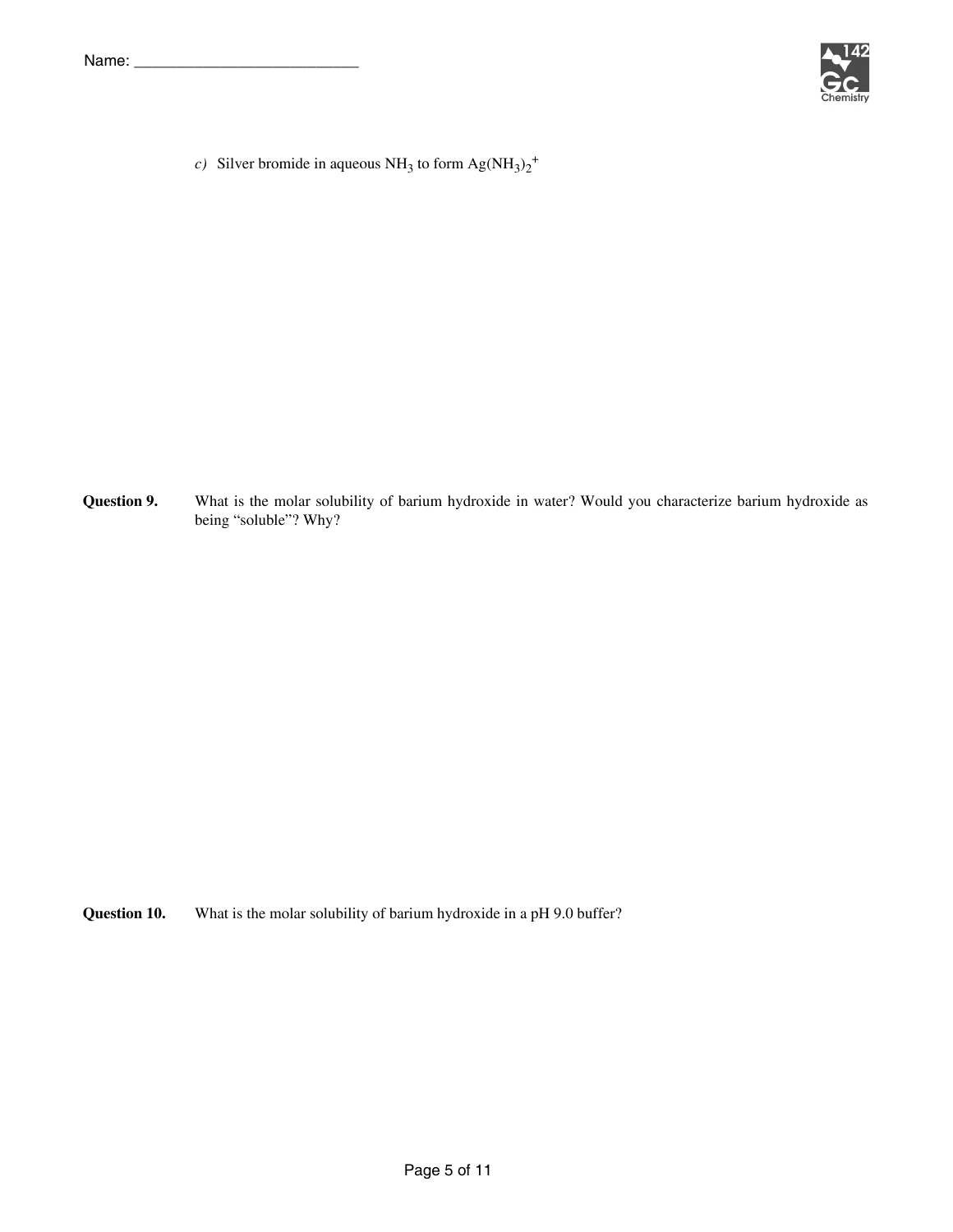*c)* Silver bromide in aqueous $NH_3$ to form $Ag(NH_3)_2^+$

**Question 9.** What is the molar solubility of barium hydroxide in water? Would you characterize barium hydroxide as being “soluble”? Why?

**Question 10.** What is the molar solubility of barium hydroxide in a pH 9.0 buffer?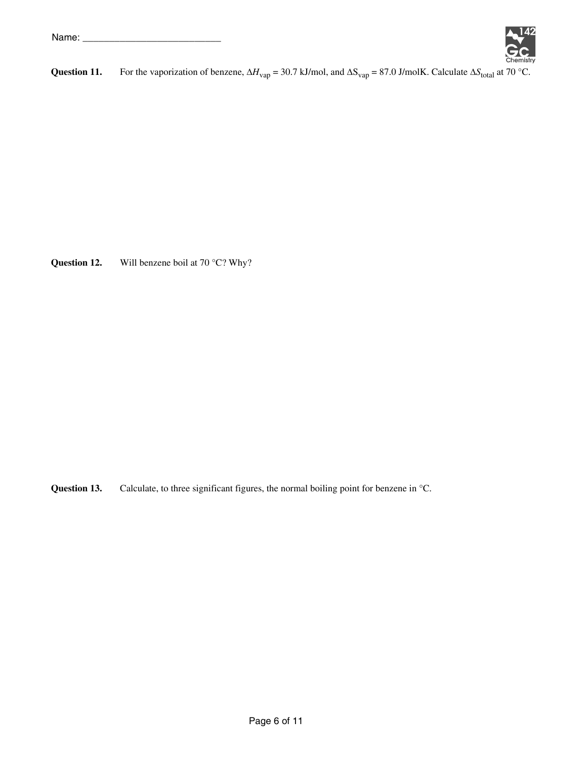Name: ___________________________

**Question 11.** For the vaporization of benzene, $\Delta H_{vap}$ = 30.7 kJ/mol, and $\Delta S_{vap}$ = 87.0 J/molK. Calculate $\Delta S_{total}$ at 70 °C.

**Question 12.** Will benzene boil at 70 °C? Why?

**Question 13.** Calculate, to three significant figures, the normal boiling point for benzene in °C.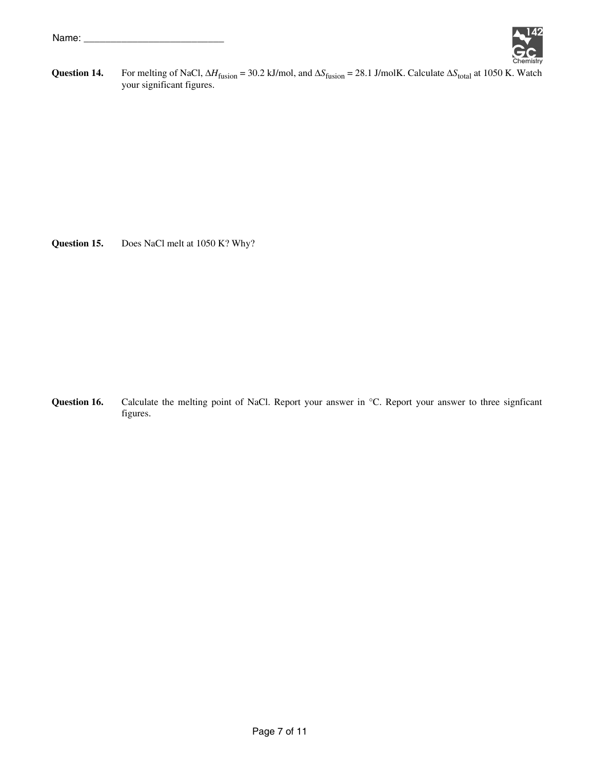Name: ___________________________

**Question 14.** For melting of NaCl, $\Delta H_{\text{fusion}}$ = 30.2 kJ/mol, and $\Delta S_{\text{fusion}}$ = 28.1 J/molK. Calculate $\Delta S_{\text{total}}$ at 1050 K. Watch your significant figures.

**Question 15.** Does NaCl melt at 1050 K? Why?

**Question 16.** Calculate the melting point of NaCl. Report your answer in °C. Report your answer to three signficant figures.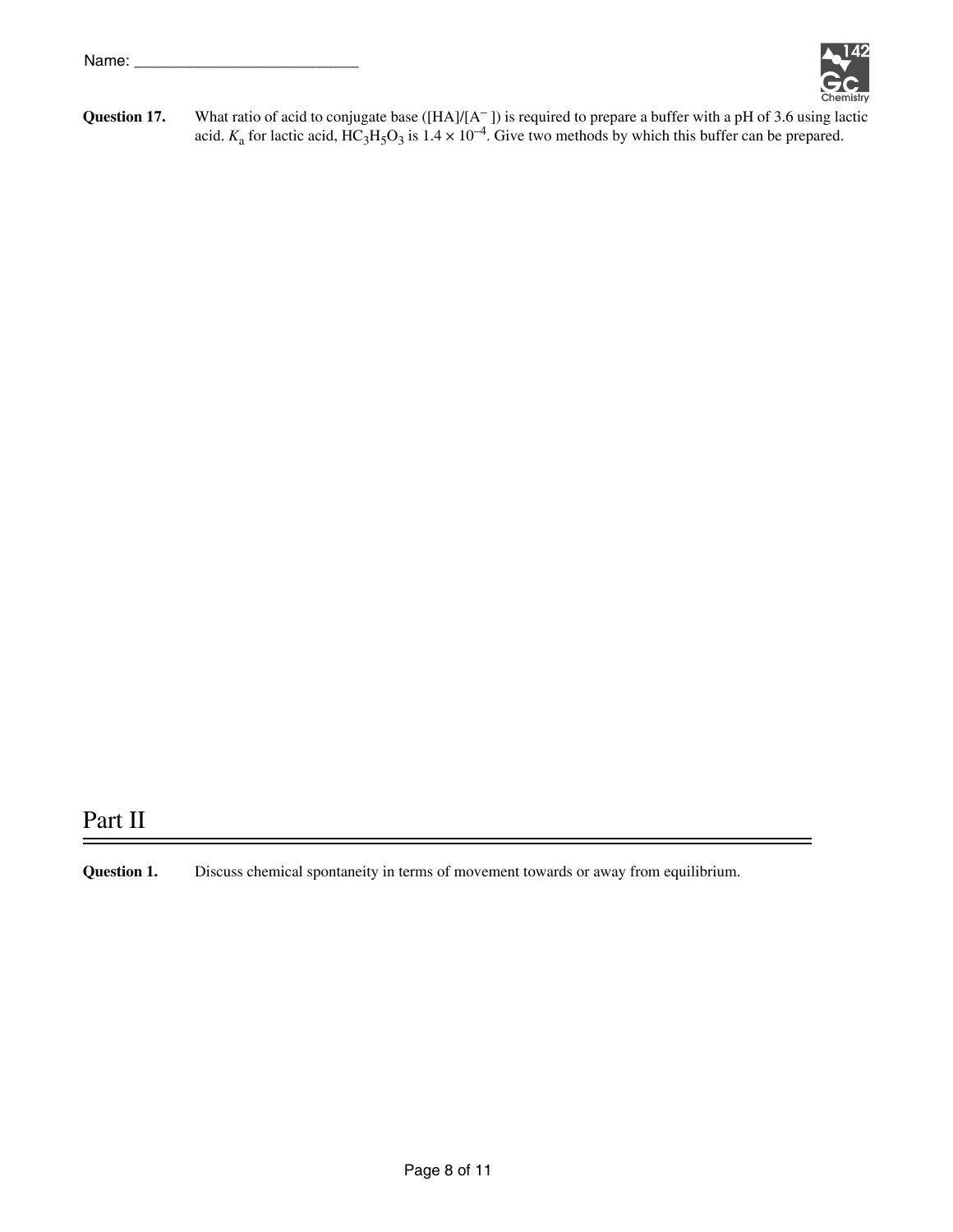**Question 17.** What ratio of acid to conjugate base ([HA]/[$A^-$ ]) is required to prepare a buffer with a pH of 3.6 using lactic acid. $K_a$ for lactic acid, $HC_3H_5O_3$ is $1.4 \times 10^{-4}$. Give two methods by which this buffer can be prepared.

# Part II

**Question 1.** Discuss chemical spontaneity in terms of movement towards or away from equilibrium.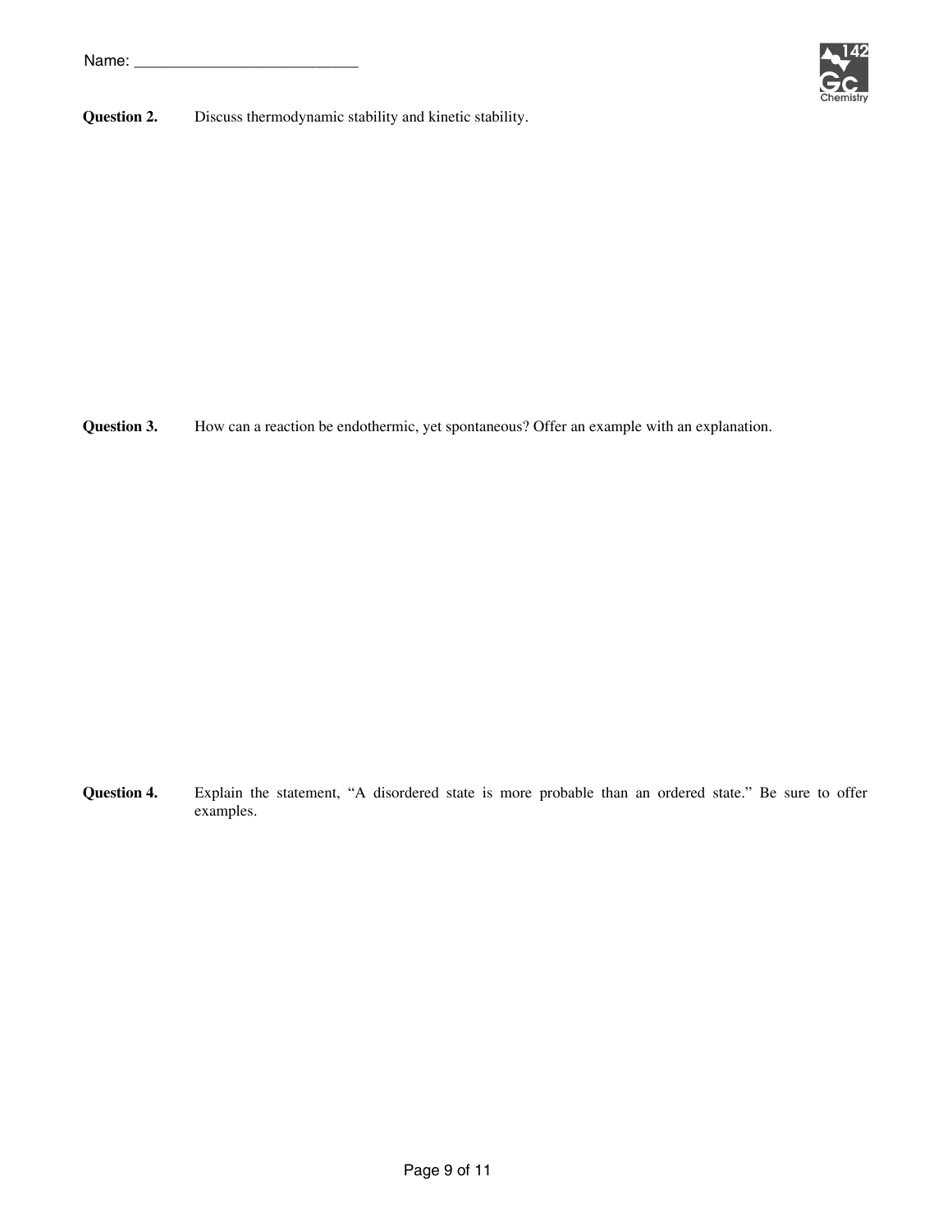Name: ___________________________

**Question 2.** Discuss thermodynamic stability and kinetic stability.

**Question 3.** How can a reaction be endothermic, yet spontaneous? Offer an example with an explanation.

**Question 4.** Explain the statement, "A disordered state is more probable than an ordered state." Be sure to offer examples.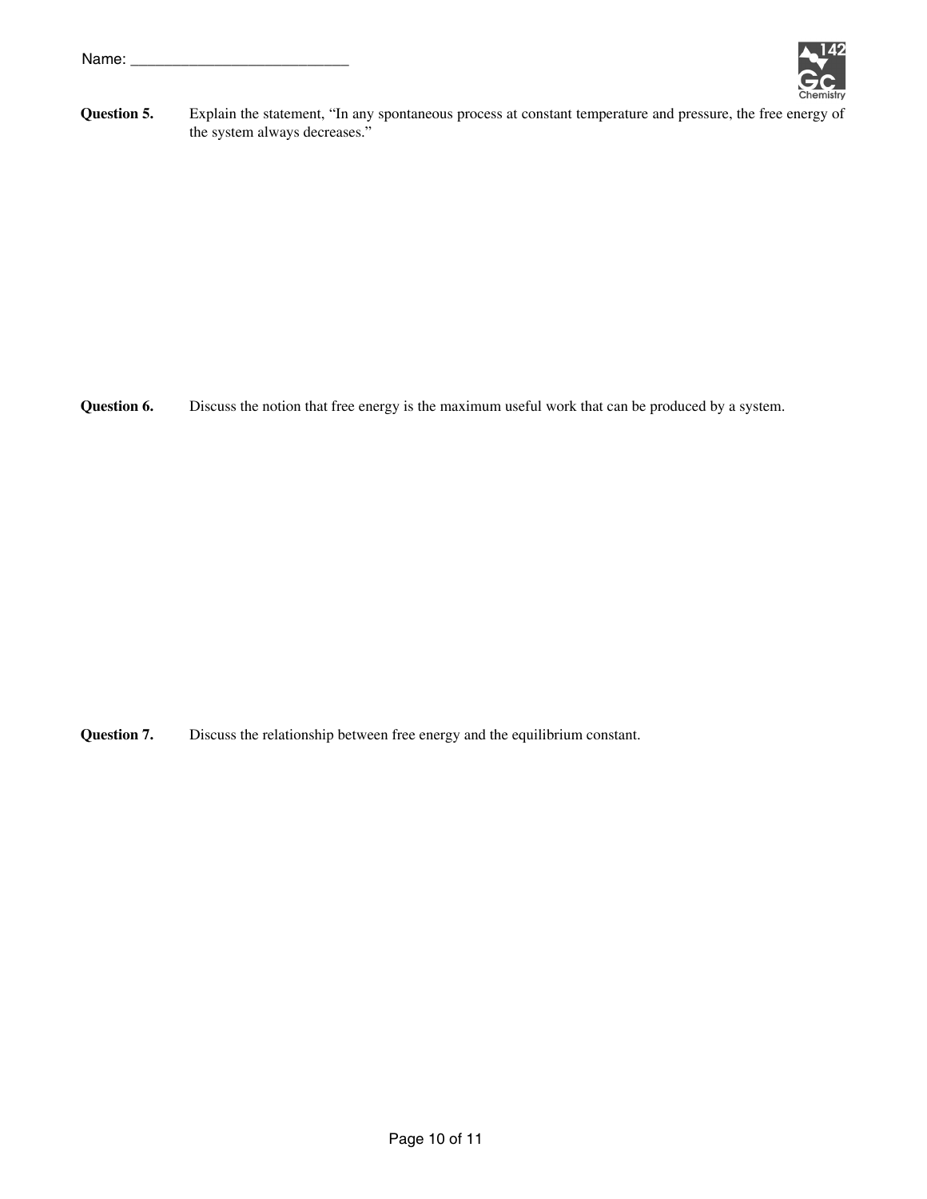Name: ___________________________

**Question 5.** Explain the statement, "In any spontaneous process at constant temperature and pressure, the free energy of the system always decreases."

**Question 6.** Discuss the notion that free energy is the maximum useful work that can be produced by a system.

**Question 7.** Discuss the relationship between free energy and the equilibrium constant.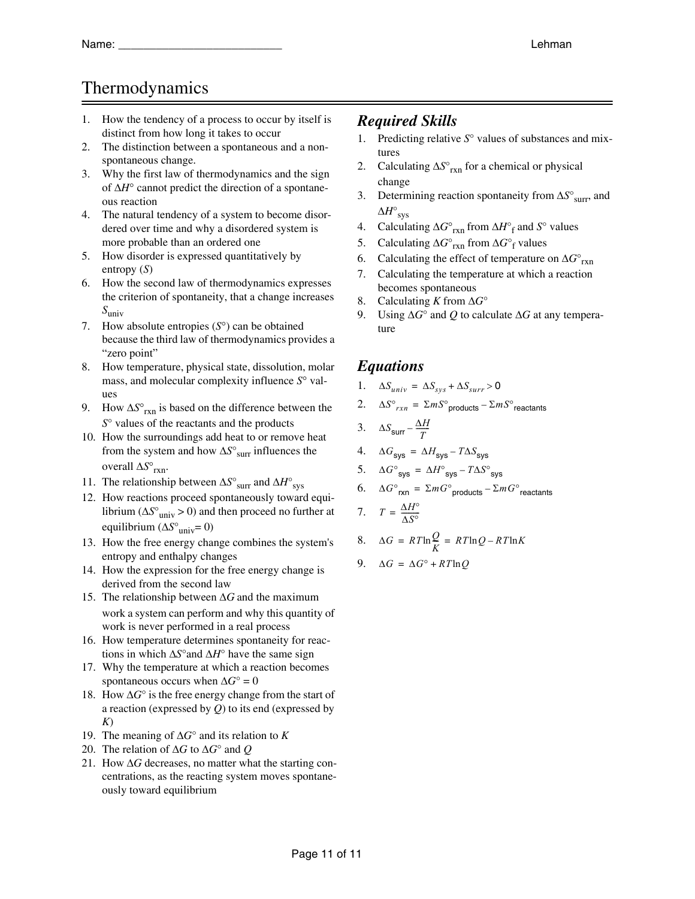Name: ___________________________

# Thermodynamics

1. How the tendency of a process to occur by itself is distinct from how long it takes to occur
2. The distinction between a spontaneous and a non-spontaneous change.
3. Why the first law of thermodynamics and the sign of $\Delta H°$ cannot predict the direction of a spontaneous reaction
4. The natural tendency of a system to become disordered over time and why a disordered system is more probable than an ordered one
5. How disorder is expressed quantitatively by entropy ($S$)
6. How the second law of thermodynamics expresses the criterion of spontaneity, that a change increases $S_{univ}$
7. How absolute entropies ($S°$) can be obtained because the third law of thermodynamics provides a "zero point"
8. How temperature, physical state, dissolution, molar mass, and molecular complexity influence $S°$ values
9. How $\Delta S°_{rxn}$ is based on the difference between the $S°$ values of the reactants and the products
10. How the surroundings add heat to or remove heat from the system and how $\Delta S°_{surr}$ influences the overall $\Delta S°_{rxn}$.
11. The relationship between $\Delta S°_{surr}$ and $\Delta H°_{sys}$
12. How reactions proceed spontaneously toward equilibrium ($\Delta S°_{univ} > 0$) and then proceed no further at equilibrium ($\Delta S°_{univ} = 0$)
13. How the free energy change combines the system's entropy and enthalpy changes
14. How the expression for the free energy change is derived from the second law
15. The relationship between $\Delta G$ and the maximum work a system can perform and why this quantity of work is never performed in a real process
16. How temperature determines spontaneity for reactions in which $\Delta S°$and $\Delta H°$ have the same sign
17. Why the temperature at which a reaction becomes spontaneous occurs when $\Delta G° = 0$
18. How $\Delta G°$ is the free energy change from the start of a reaction (expressed by $Q$) to its end (expressed by $K$)
19. The meaning of $\Delta G°$ and its relation to $K$
20. The relation of $\Delta G$ to $\Delta G°$ and $Q$
21. How $\Delta G$ decreases, no matter what the starting concentrations, as the reacting system moves spontaneously toward equilibrium

## *Required Skills*

1. Predicting relative $S°$ values of substances and mixtures
2. Calculating $\Delta S°_{rxn}$ for a chemical or physical change
3. Determining reaction spontaneity from $\Delta S°_{surr}$, and $\Delta H°_{sys}$
4. Calculating $\Delta G°_{rxn}$ from $\Delta H°_f$ and $S°$ values
5. Calculating $\Delta G°_{rxn}$ from $\Delta G°_f$ values
6. Calculating the effect of temperature on $\Delta G°_{rxn}$
7. Calculating the temperature at which a reaction becomes spontaneous
8. Calculating $K$ from $\Delta G°$
9. Using $\Delta G°$ and $Q$ to calculate $\Delta G$ at any temperature

## *Equations*

1. $\Delta S_{univ} = \Delta S_{sys} + \Delta S_{surr} > 0$
2. $\Delta S°_{rxn} = \Sigma m S°_{\text{products}} - \Sigma m S°_{\text{reactants}}$
3. $\Delta S_{\text{surr}} - \dfrac{\Delta H}{T}$
4. $\Delta G_{\text{sys}} = \Delta H_{\text{sys}} - T\Delta S_{\text{sys}}$
5. $\Delta G°_{\text{sys}} = \Delta H°_{\text{sys}} - T\Delta S°_{\text{sys}}$
6. $\Delta G°_{\text{rxn}} = \Sigma m G°_{\text{products}} - \Sigma m G°_{\text{reactants}}$
7. $T = \dfrac{\Delta H°}{\Delta S°}$
8. $\Delta G = RT\ln\dfrac{Q}{K} = RT\ln Q - RT\ln K$
9. $\Delta G = \Delta G° + RT\ln Q$